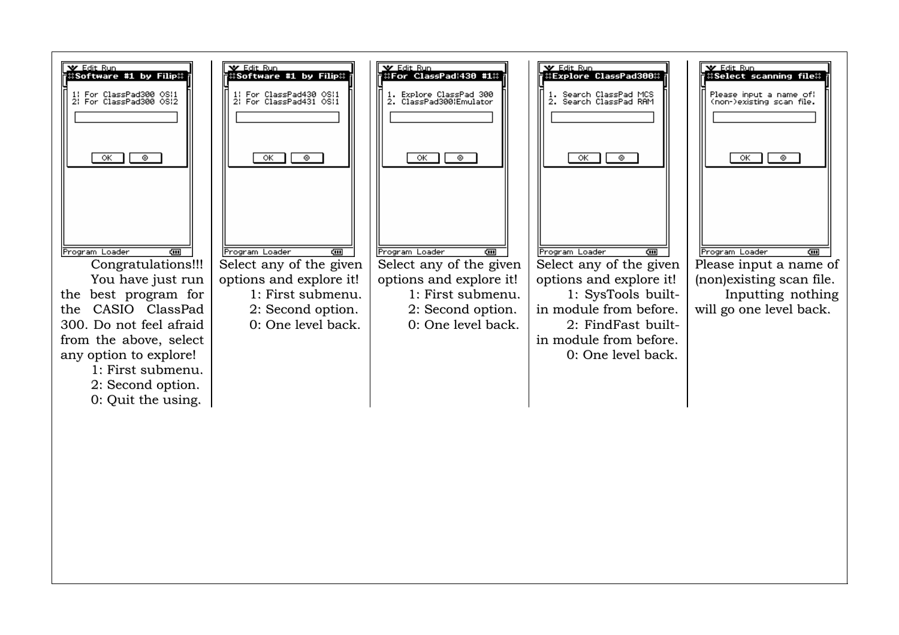| Software #1 by Filip | Software #1 by Filip | For ClassPad¦430 #1 | Explore ClassPad300 | Select scanning file |
| --- | --- | --- | --- | --- |
| 1¦ For ClassPad300 OS¦1<br>2¦ For ClassPad300 OS¦2 | 1¦ For ClassPad430 OS¦1<br>2¦ For ClassPad431 OS¦1 | 1. Explore ClassPad 300<br>2. ClassPad300¦Emulator | 1. Search ClassPad MCS<br>2. Search ClassPad RAM | Please input a name of¦<br>(non-)existing scan file. |
| Congratulations!!! You have just run the best program for the CASIO ClassPad 300. Do not feel afraid from the above, select any option to explore!<br>1: First submenu.<br>2: Second option.<br>0: Quit the using. | Select any of the given options and explore it!<br>1: First submenu.<br>2: Second option.<br>0: One level back. | Select any of the given options and explore it!<br>1: First submenu.<br>2: Second option.<br>0: One level back. | Select any of the given options and explore it!<br>1: SysTools built-in module from before.<br>2: FindFast built-in module from before.<br>0: One level back. | Please input a name of (non)existing scan file.<br>Inputting nothing will go one level back. |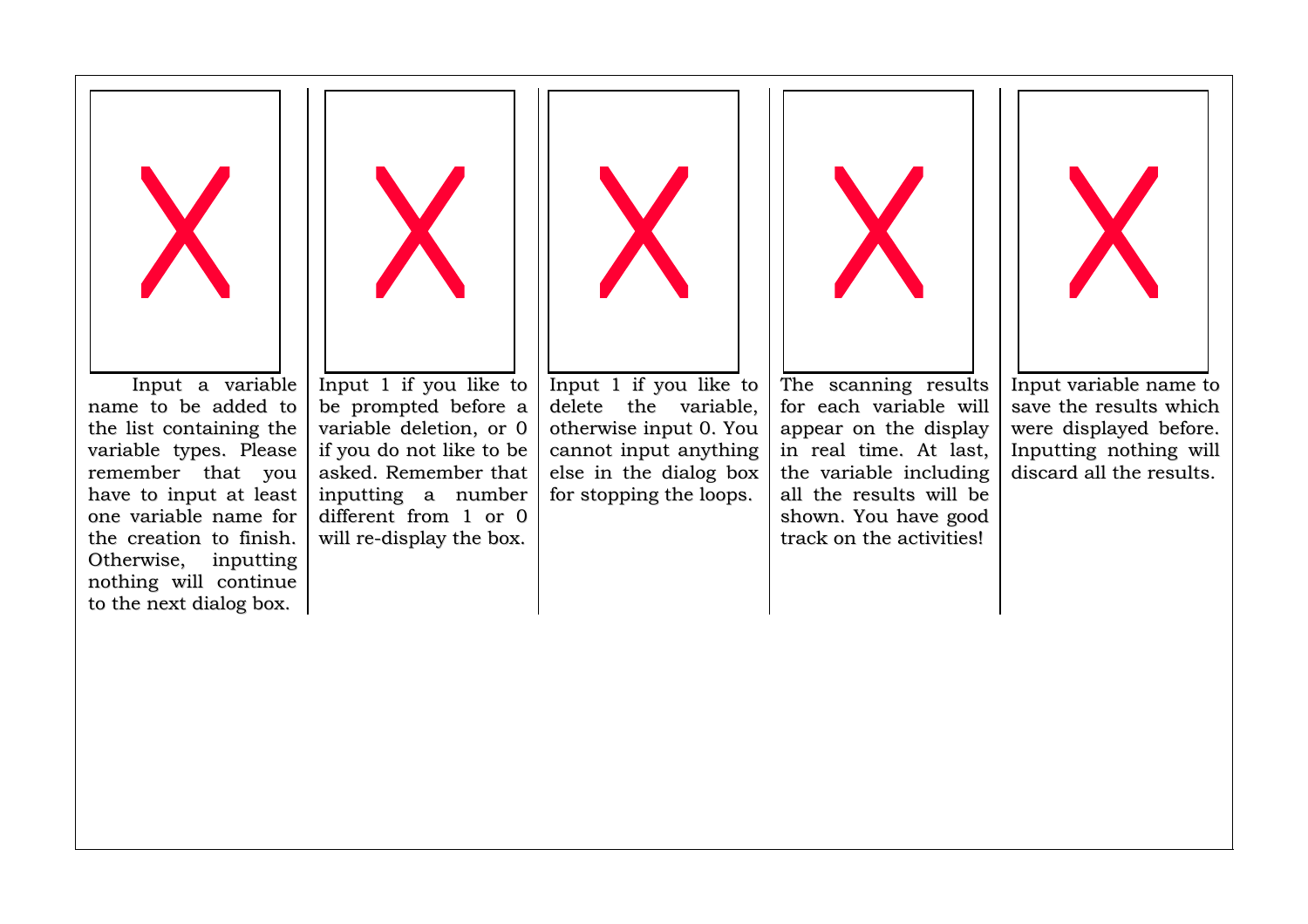Input a variable name to be added to the list containing the variable types. Please remember that you have to input at least one variable name for the creation to finish. Otherwise, inputting nothing will continue to the next dialog box.

Input 1 if you like to be prompted before a variable deletion, or 0 if you do not like to be asked. Remember that inputting a number different from 1 or 0 will re-display the box.

Input 1 if you like to delete the variable, otherwise input 0. You cannot input anything else in the dialog box for stopping the loops.

The scanning results for each variable will appear on the display in real time. At last, the variable including all the results will be shown. You have good track on the activities!

Input variable name to save the results which were displayed before. Inputting nothing will discard all the results.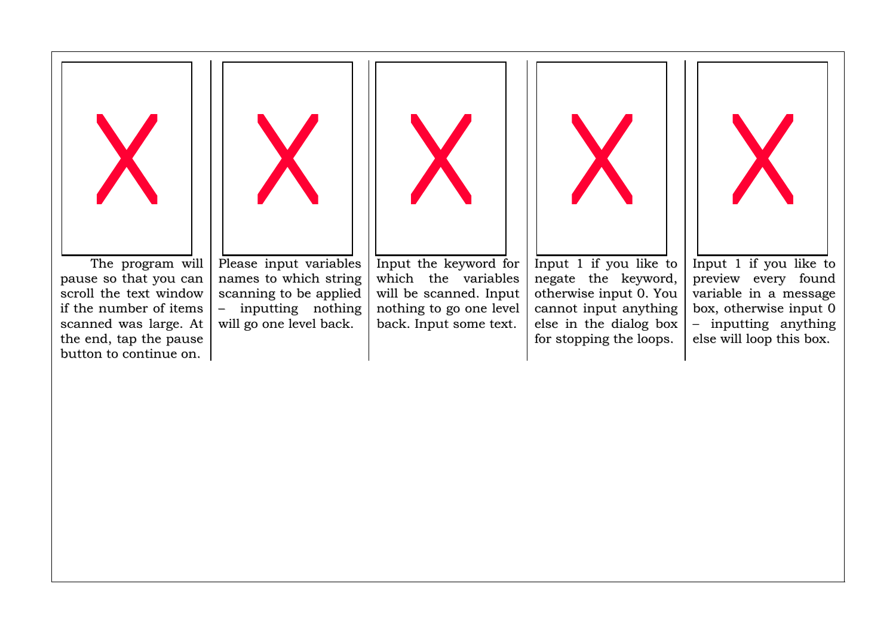The program will pause so that you can scroll the text window if the number of items scanned was large. At the end, tap the pause button to continue on.

Please input variables names to which string scanning to be applied – inputting nothing will go one level back.

Input the keyword for which the variables will be scanned. Input nothing to go one level back. Input some text.

Input 1 if you like to negate the keyword, otherwise input 0. You cannot input anything else in the dialog box for stopping the loops.

Input 1 if you like to preview every found variable in a message box, otherwise input 0 – inputting anything else will loop this box.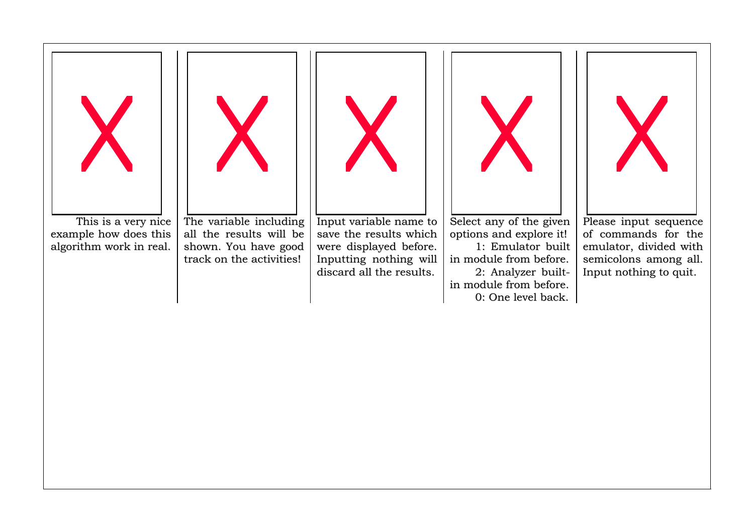This is a very nice example how does this algorithm work in real.

The variable including all the results will be shown. You have good track on the activities!

Input variable name to save the results which were displayed before. Inputting nothing will discard all the results.

Select any of the given options and explore it!

1: Emulator built in module from before.

2: Analyzer built-in module from before.

0: One level back.

Please input sequence of commands for the emulator, divided with semicolons among all. Input nothing to quit.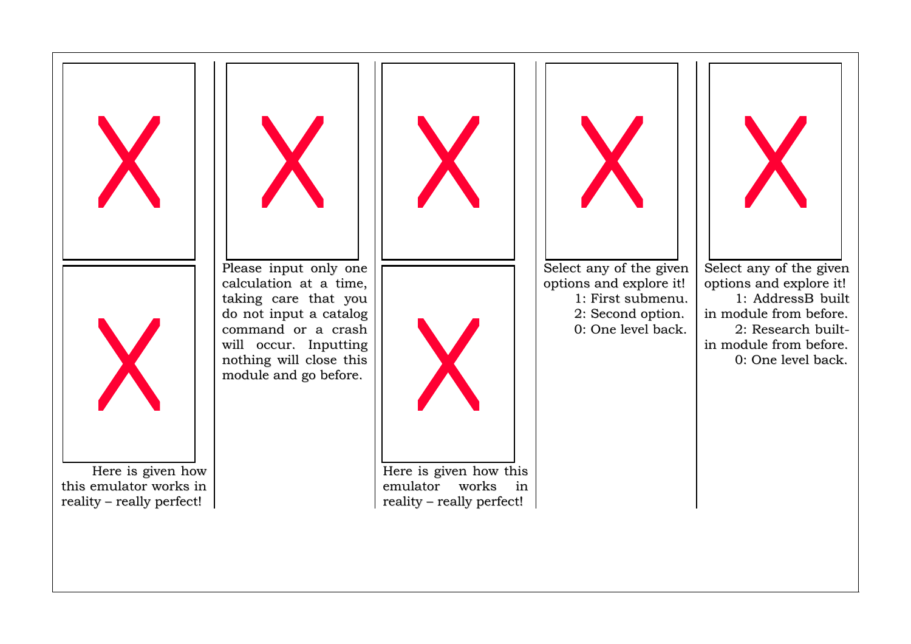Here is given how this emulator works in reality – really perfect!

Please input only one calculation at a time, taking care that you do not input a catalog command or a crash will occur. Inputting nothing will close this module and go before.

Here is given how this emulator works in reality – really perfect!

Select any of the given options and explore it!

1: First submenu.

2: Second option.

0: One level back.

Select any of the given options and explore it!

1: AddressB built in module from before.

2: Research built-in module from before.

0: One level back.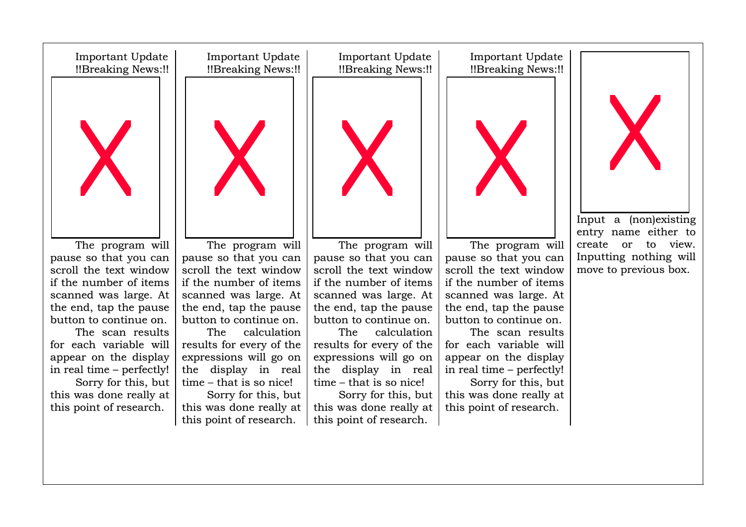Important Update
!!Breaking News:!!

The program will pause so that you can scroll the text window if the number of items scanned was large. At the end, tap the pause button to continue on.

The scan results for each variable will appear on the display in real time – perfectly!

Sorry for this, but this was done really at this point of research.

Important Update
!!Breaking News:!!

The program will pause so that you can scroll the text window if the number of items scanned was large. At the end, tap the pause button to continue on.

The calculation results for every of the expressions will go on the display in real time – that is so nice!

Sorry for this, but this was done really at this point of research.

Important Update
!!Breaking News:!!

The program will pause so that you can scroll the text window if the number of items scanned was large. At the end, tap the pause button to continue on.

The calculation results for every of the expressions will go on the display in real time – that is so nice!

Sorry for this, but this was done really at this point of research.

Important Update
!!Breaking News:!!

The program will pause so that you can scroll the text window if the number of items scanned was large. At the end, tap the pause button to continue on.

The scan results for each variable will appear on the display in real time – perfectly!

Sorry for this, but this was done really at this point of research.

Input a (non)existing entry name either to create or to view. Inputting nothing will move to previous box.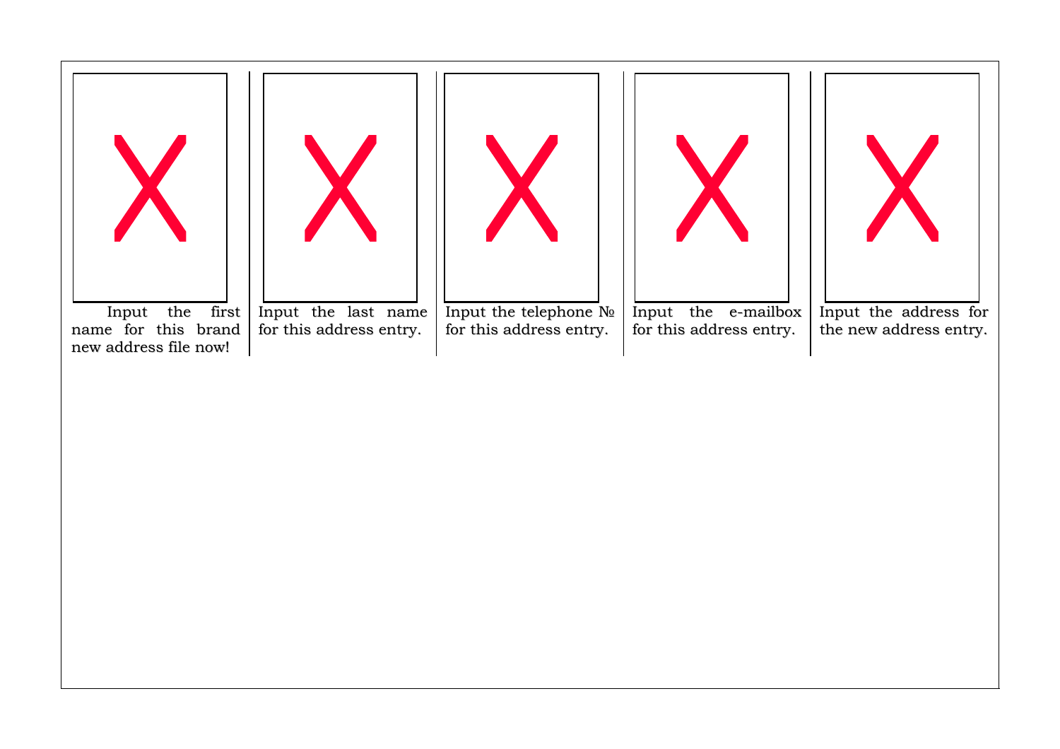Input the first name for this brand new address file now!

Input the last name for this address entry.

Input the telephone № for this address entry.

Input the e-mailbox for this address entry.

Input the address for the new address entry.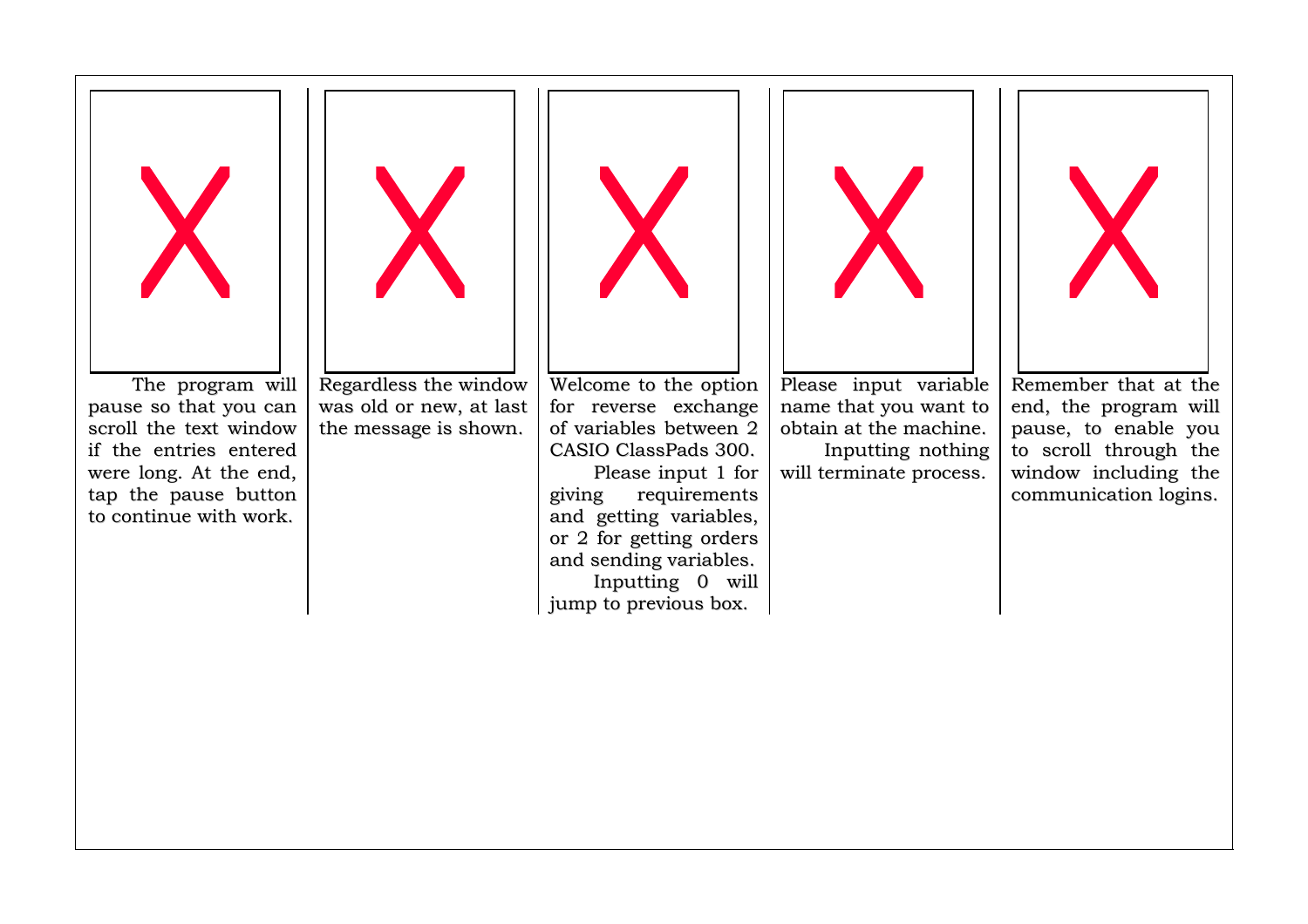The program will pause so that you can scroll the text window if the entries entered were long. At the end, tap the pause button to continue with work.

Regardless the window was old or new, at last the message is shown.

Welcome to the option for reverse exchange of variables between 2 CASIO ClassPads 300.

Please input 1 for giving requirements and getting variables, or 2 for getting orders and sending variables.

Inputting 0 will jump to previous box.

Please input variable name that you want to obtain at the machine.

Inputting nothing will terminate process.

Remember that at the end, the program will pause, to enable you to scroll through the window including the communication logins.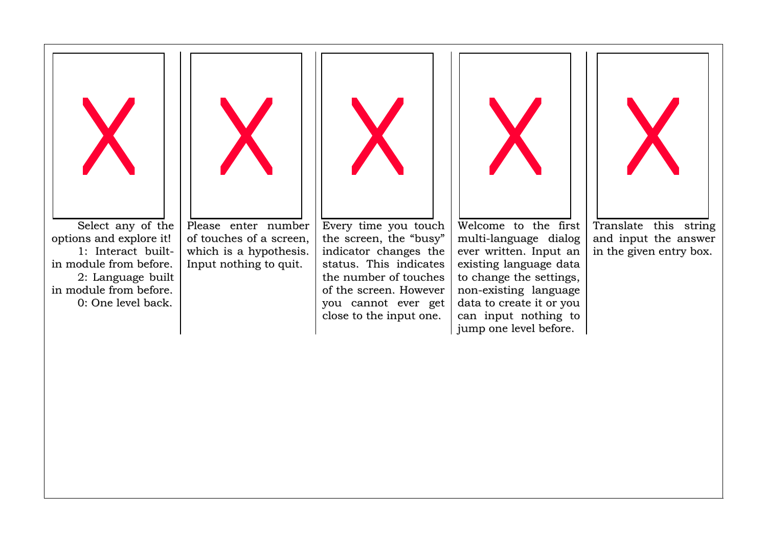Select any of the options and explore it!

1: Interact built-in module from before.

2: Language built in module from before.

0: One level back.

Please enter number of touches of a screen, which is a hypothesis. Input nothing to quit.

Every time you touch the screen, the “busy” indicator changes the status. This indicates the number of touches of the screen. However you cannot ever get close to the input one.

Welcome to the first multi-language dialog ever written. Input an existing language data to change the settings, non-existing language data to create it or you can input nothing to jump one level before.

Translate this string and input the answer in the given entry box.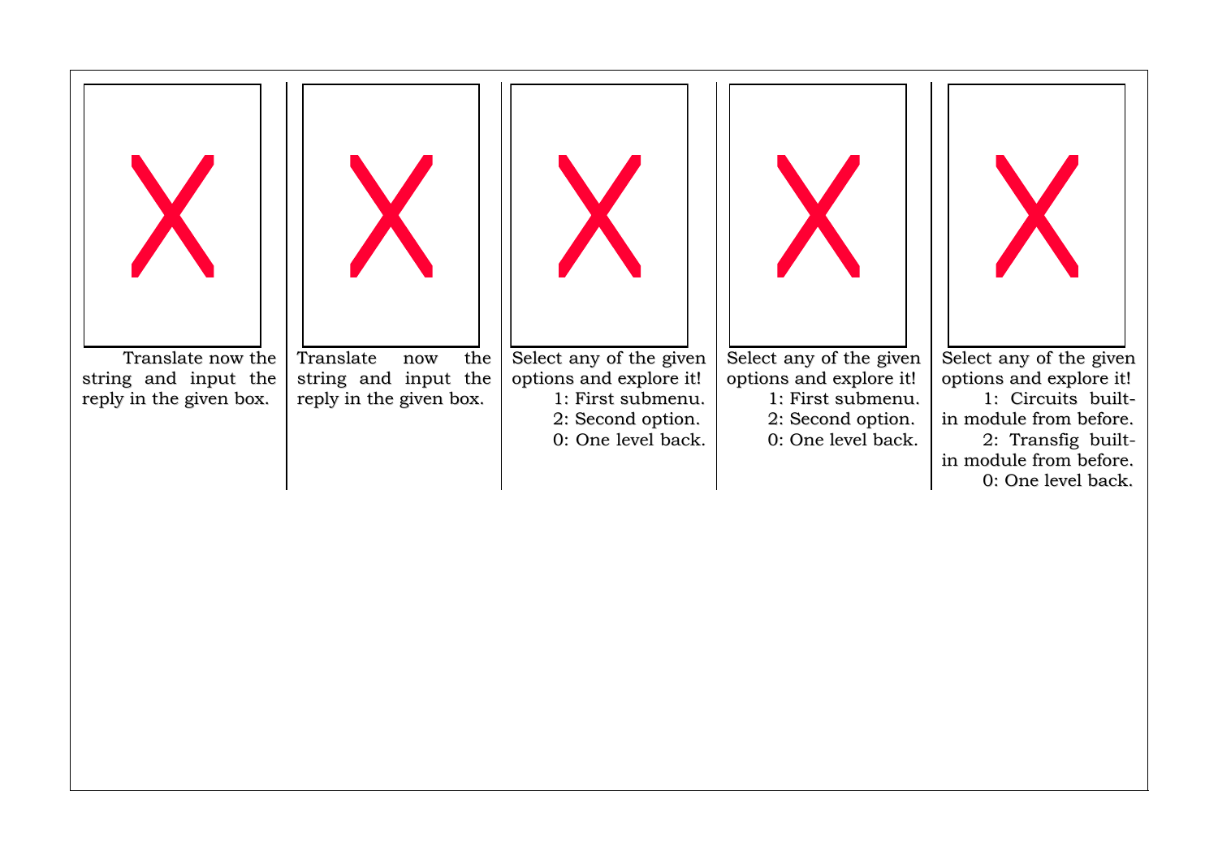Translate now the string and input the reply in the given box.

Translate now the string and input the reply in the given box.

Select any of the given options and explore it!

1: First submenu.

2: Second option.

0: One level back.

Select any of the given options and explore it!

1: First submenu.

2: Second option.

0: One level back.

Select any of the given options and explore it!

1: Circuits built-in module from before.

2: Transfig built-in module from before.

0: One level back.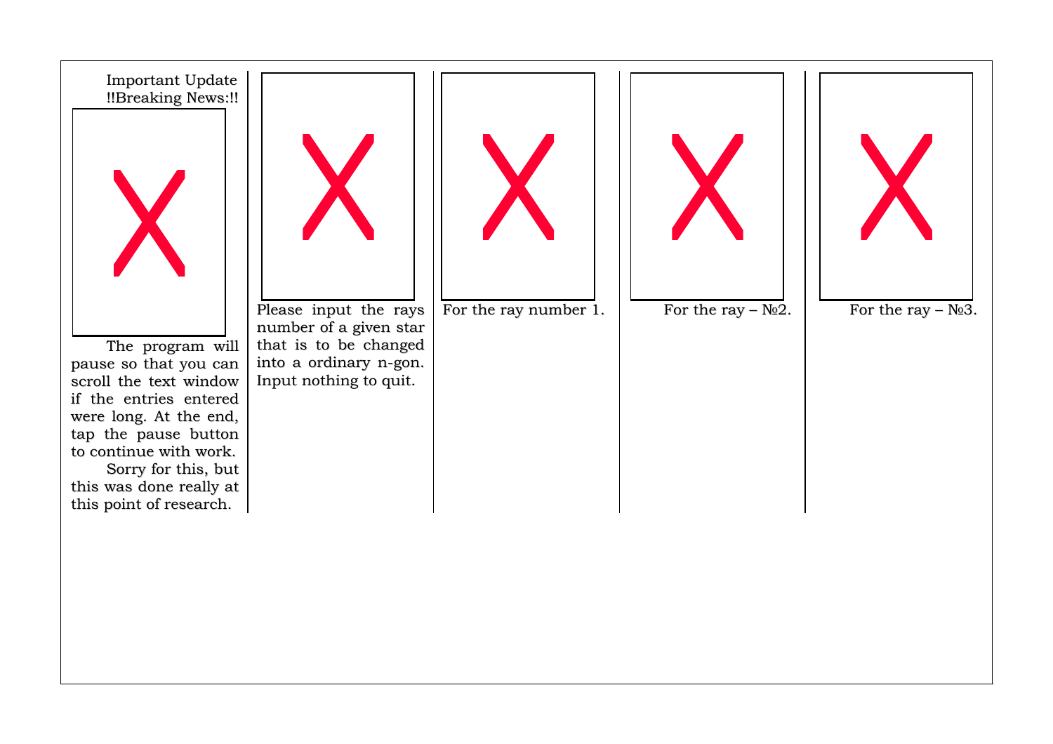Important Update !!Breaking News:!!

The program will pause so that you can scroll the text window if the entries entered were long. At the end, tap the pause button to continue with work.

Sorry for this, but this was done really at this point of research.

Please input the rays number of a given star that is to be changed into a ordinary n-gon. Input nothing to quit.

For the ray number 1.

For the ray – №2.

For the ray – №3.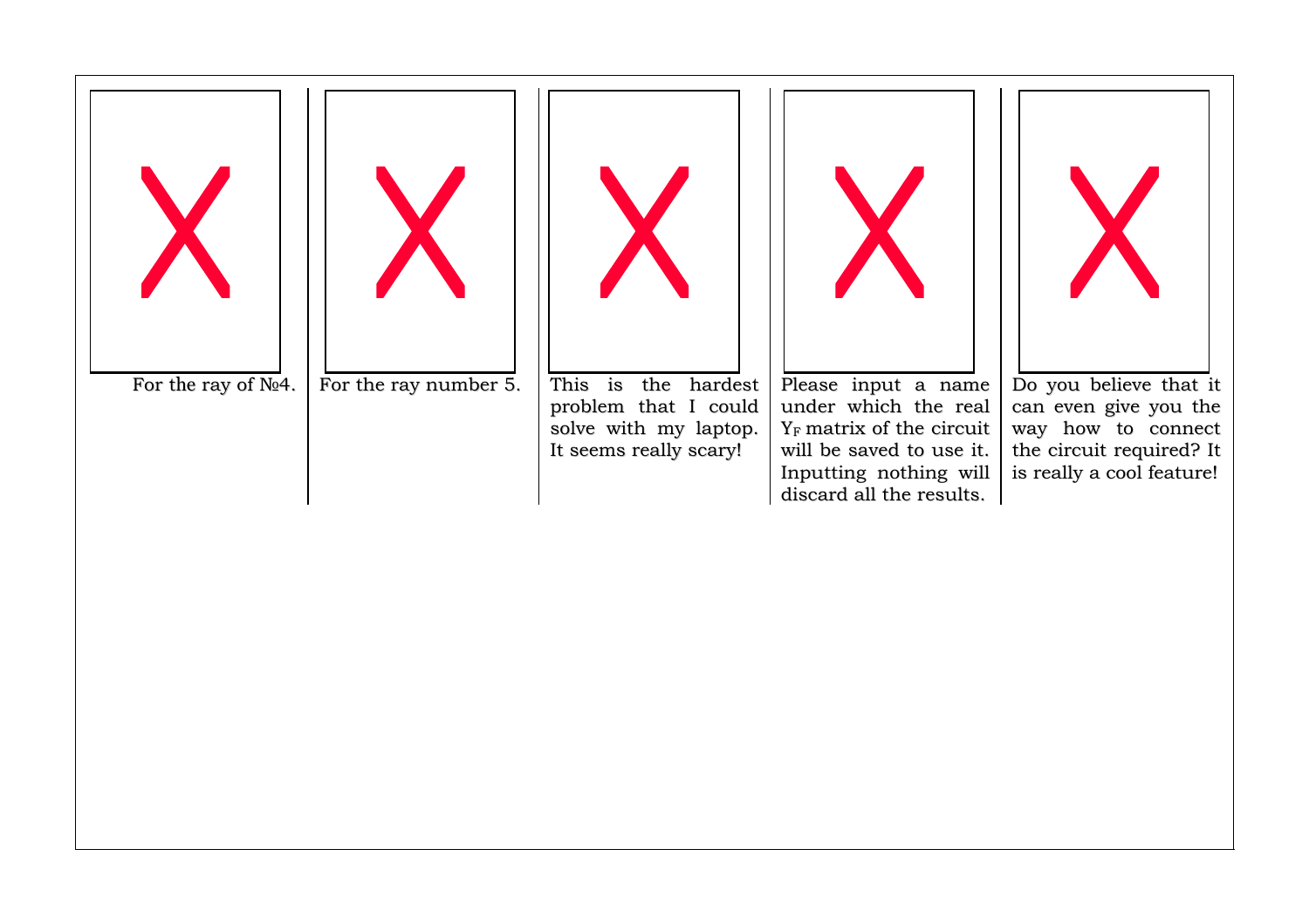For the ray of №4.

For the ray number 5.

This is the hardest problem that I could solve with my laptop. It seems really scary!

Please input a name under which the real $Y_F$ matrix of the circuit will be saved to use it. Inputting nothing will discard all the results.

Do you believe that it can even give you the way how to connect the circuit required? It is really a cool feature!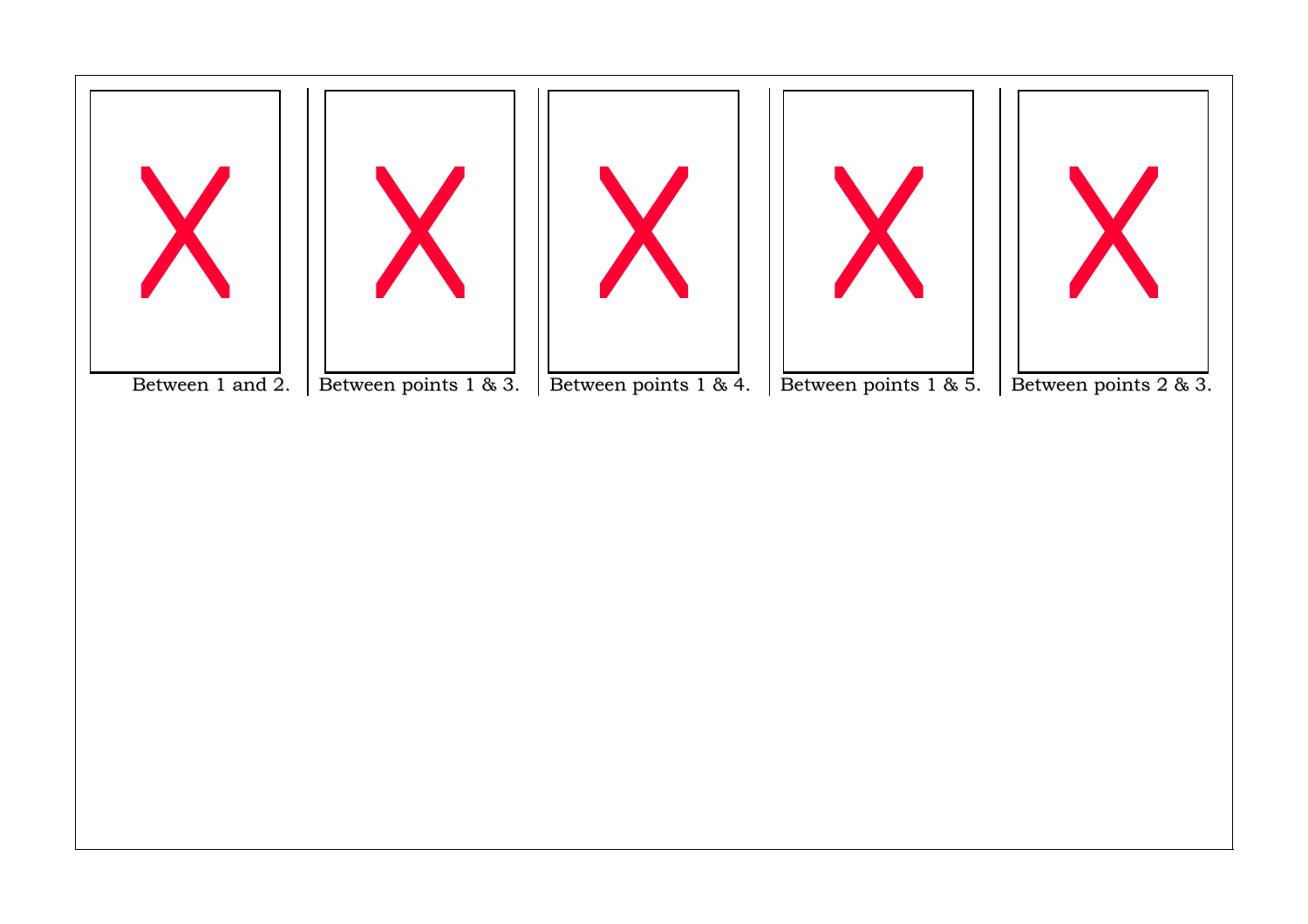Between 1 and 2.

Between points 1 & 3.

Between points 1 & 4.

Between points 1 & 5.

Between points 2 & 3.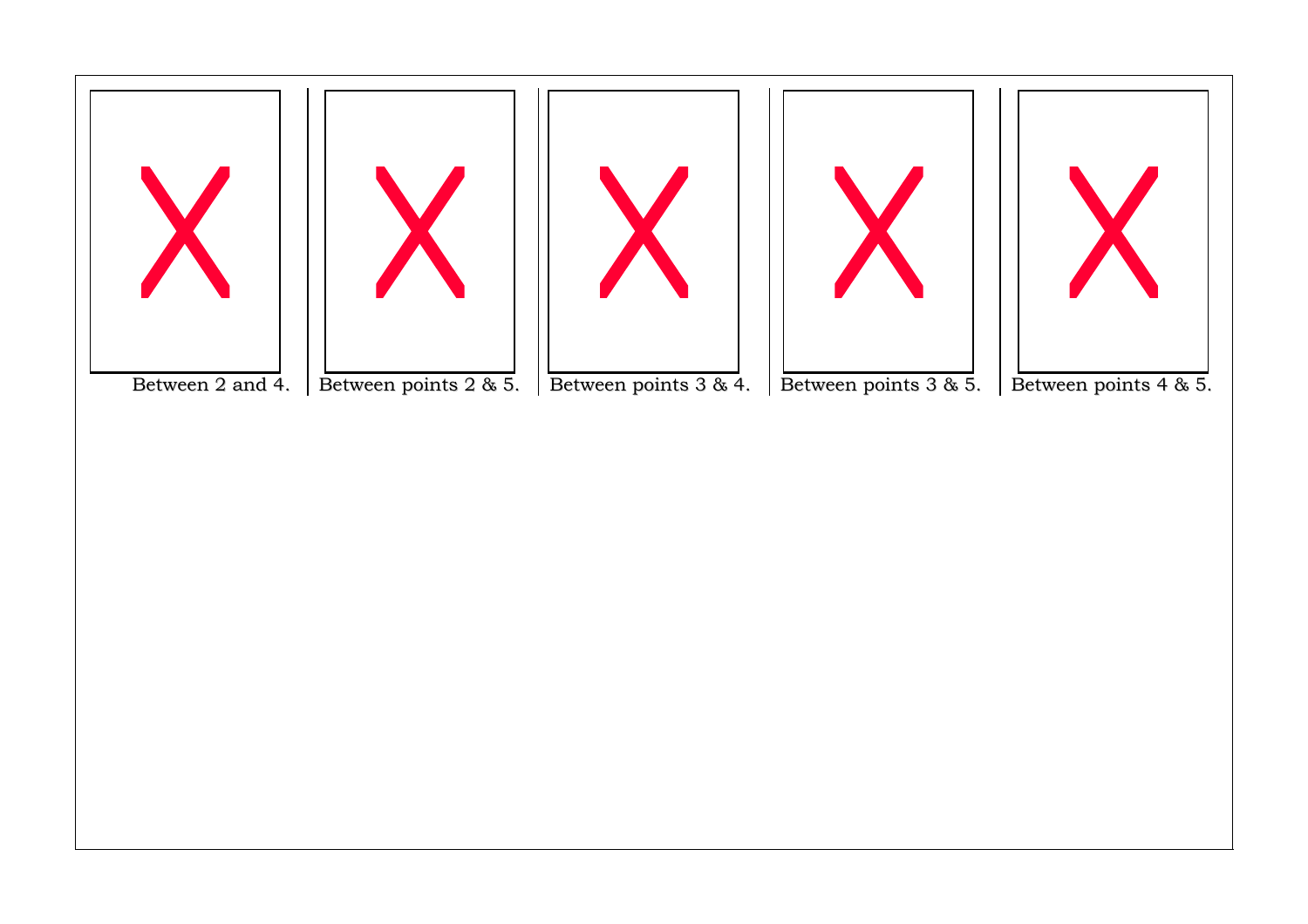Between 2 and 4.

Between points 2 & 5.

Between points 3 & 4.

Between points 3 & 5.

Between points 4 & 5.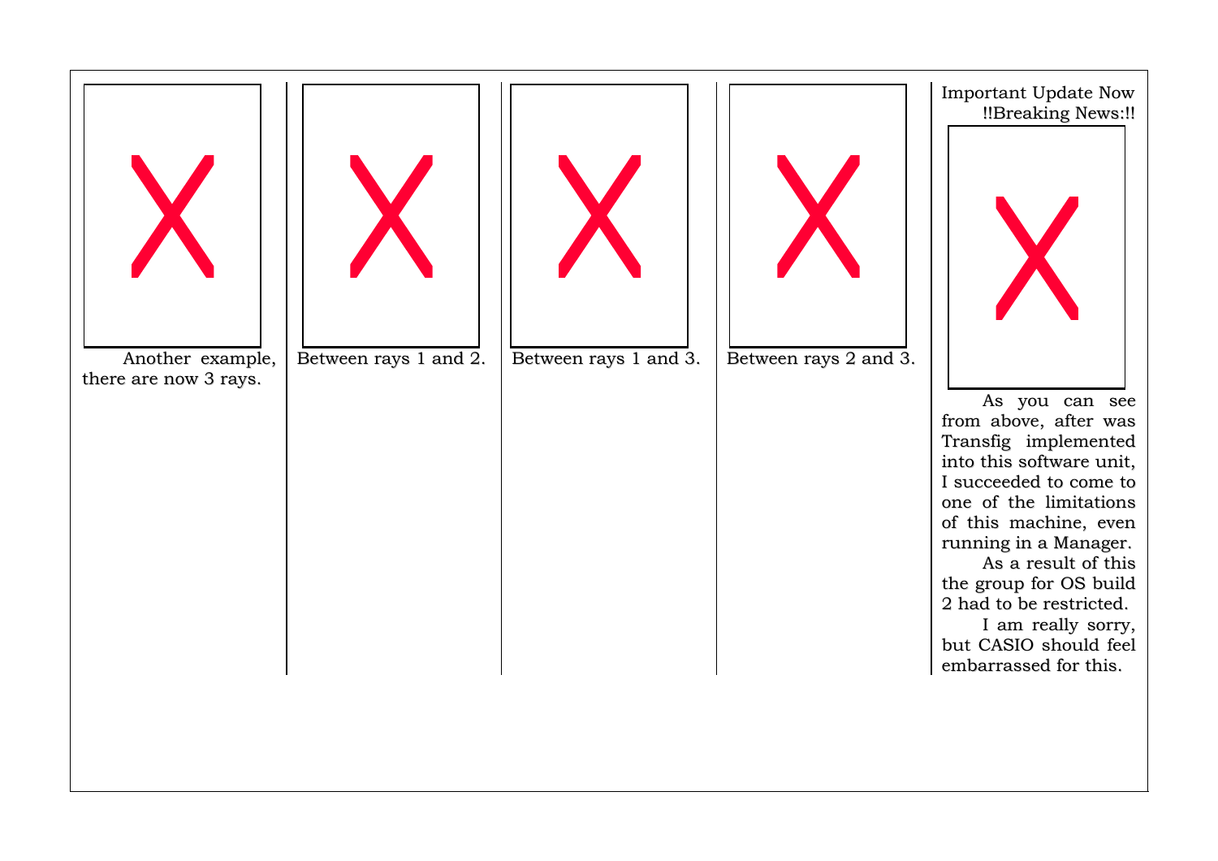Another example, there are now 3 rays.

Between rays 1 and 2.

Between rays 1 and 3.

Between rays 2 and 3.

Important Update Now

!!Breaking News:!!

As you can see from above, after was Transfig implemented into this software unit, I succeeded to come to one of the limitations of this machine, even running in a Manager.

As a result of this the group for OS build 2 had to be restricted.

I am really sorry, but CASIO should feel embarrassed for this.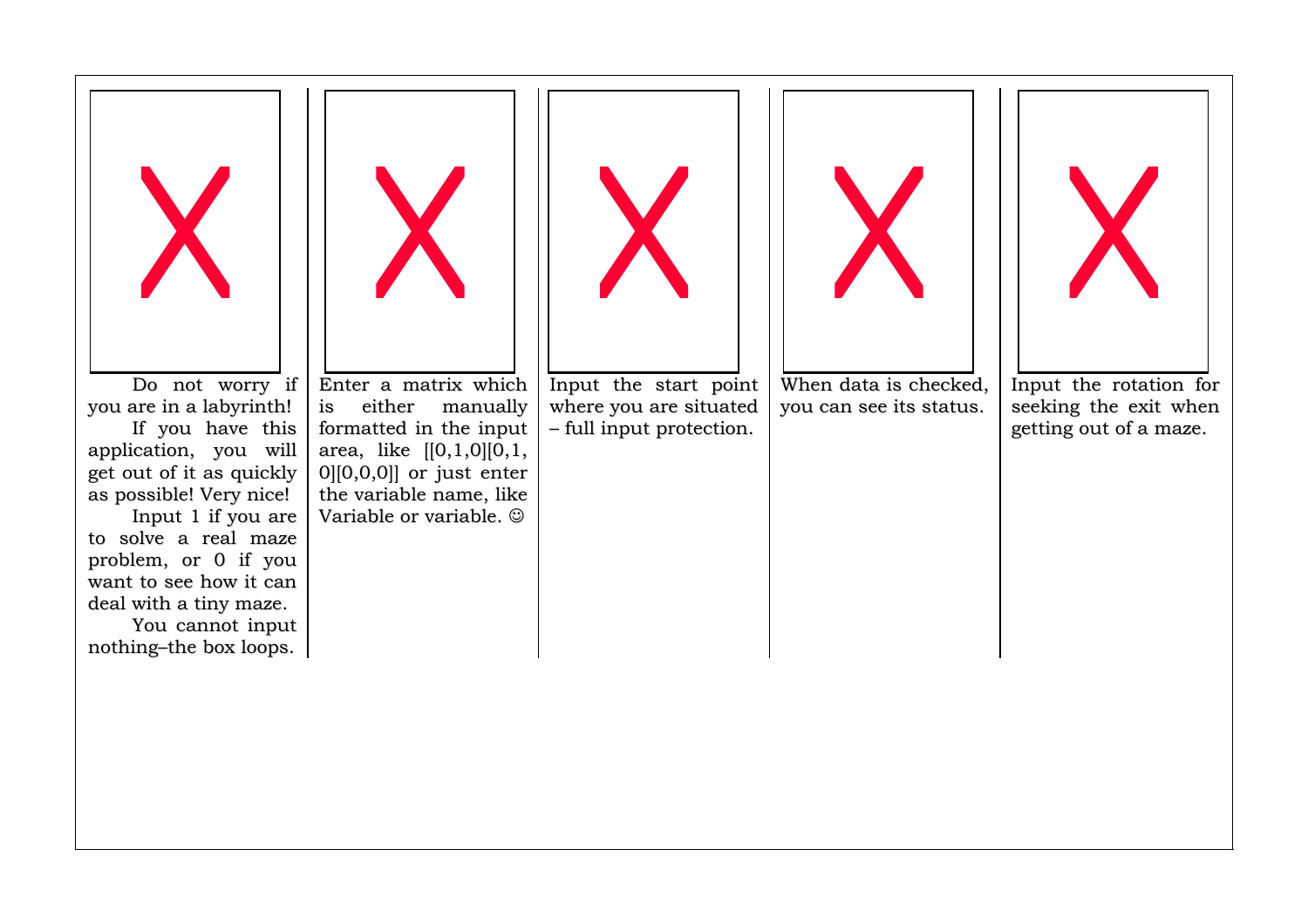Do not worry if you are in a labyrinth!

If you have this application, you will get out of it as quickly as possible! Very nice!

Input 1 if you are to solve a real maze problem, or 0 if you want to see how it can deal with a tiny maze.

You cannot input nothing–the box loops.

Enter a matrix which is either manually formatted in the input area, like [[0,1,0][0,1, 0][0,0,0]] or just enter the variable name, like Variable or variable. ☺

Input the start point where you are situated – full input protection.

When data is checked, you can see its status.

Input the rotation for seeking the exit when getting out of a maze.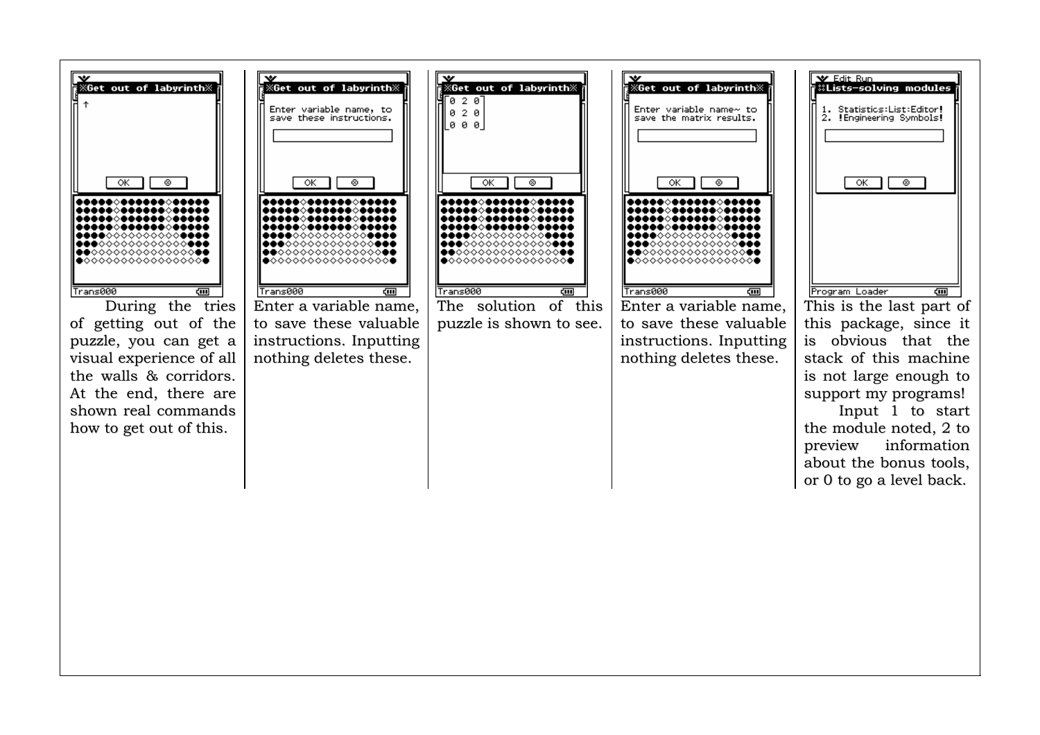During the tries of getting out of the puzzle, you can get a visual experience of all the walls & corridors. At the end, there are shown real commands how to get out of this.

Enter a variable name, to save these valuable instructions. Inputting nothing deletes these.

The solution of this puzzle is shown to see.

Enter a variable name, to save these valuable instructions. Inputting nothing deletes these.

This is the last part of this package, since it is obvious that the stack of this machine is not large enough to support my programs!

Input 1 to start the module noted, 2 to preview information about the bonus tools, or 0 to go a level back.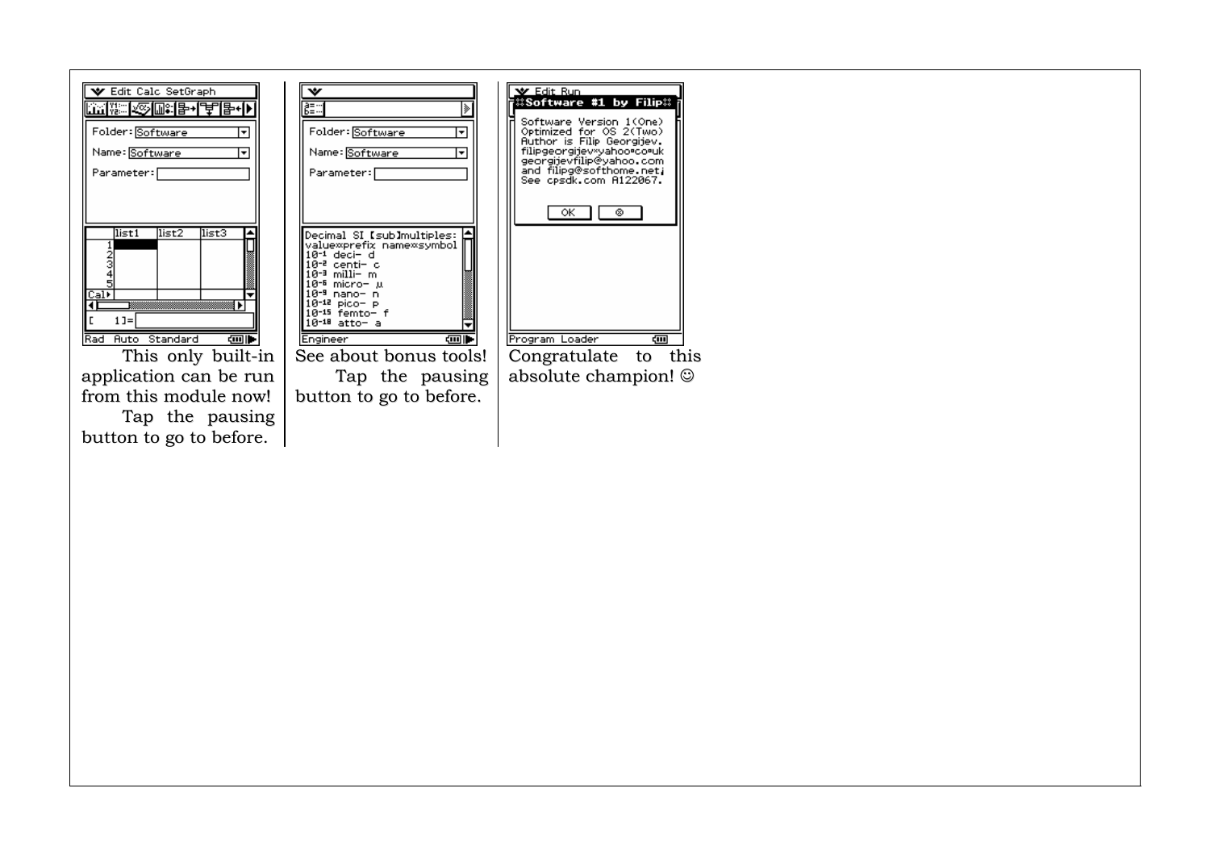This only built-in application can be run from this module now!

Tap the pausing button to go to before.

See about bonus tools!

Tap the pausing button to go to before.

Congratulate to this absolute champion! ☺